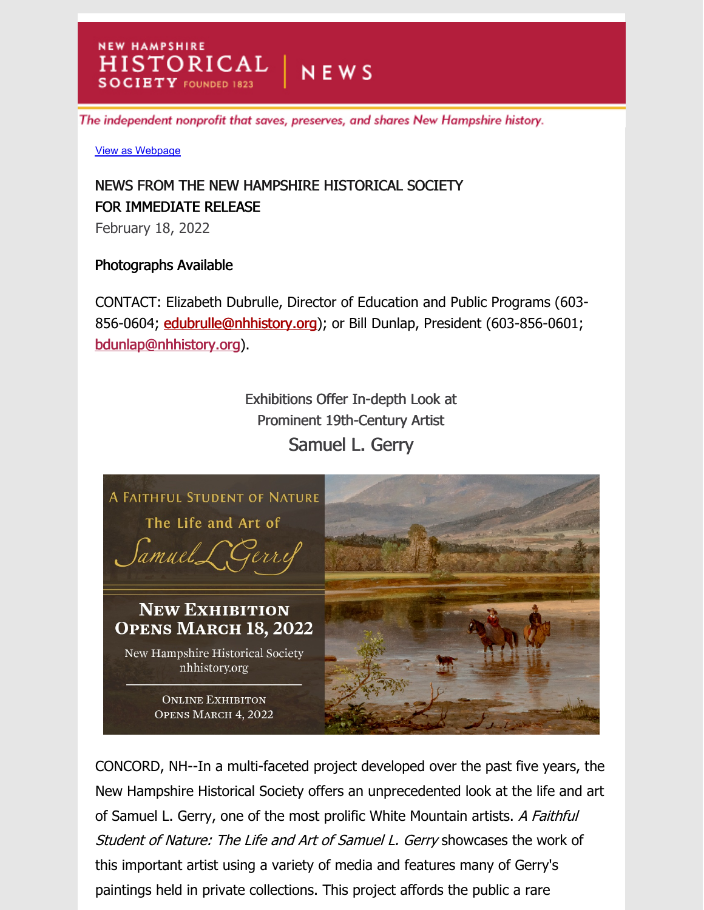NEW HAMPSHIRE HISTORICAL SOCIETY FOUNDED 1823 | NEWS

*The independent nonprofit that saves, preserves, and shares New Hampshire history.*

View as Webpage

NEWS FROM THE NEW HAMPSHIRE HISTORICAL SOCIETY
FOR IMMEDIATE RELEASE
February 18, 2022

Photographs Available

CONTACT: Elizabeth Dubrulle, Director of Education and Public Programs (603-856-0604; edubrulle@nhhistory.org); or Bill Dunlap, President (603-856-0601; bdunlap@nhhistory.org).

## Exhibitions Offer In-depth Look at Prominent 19th-Century Artist Samuel L. Gerry

A FAITHFUL STUDENT OF NATURE
The Life and Art of Samuel L. Gerry

NEW EXHIBITION OPENS MARCH 18, 2022
New Hampshire Historical Society
nhhistory.org

ONLINE EXHIBITON OPENS MARCH 4, 2022

CONCORD, NH--In a multi-faceted project developed over the past five years, the New Hampshire Historical Society offers an unprecedented look at the life and art of Samuel L. Gerry, one of the most prolific White Mountain artists. *A Faithful Student of Nature: The Life and Art of Samuel L. Gerry* showcases the work of this important artist using a variety of media and features many of Gerry's paintings held in private collections. This project affords the public a rare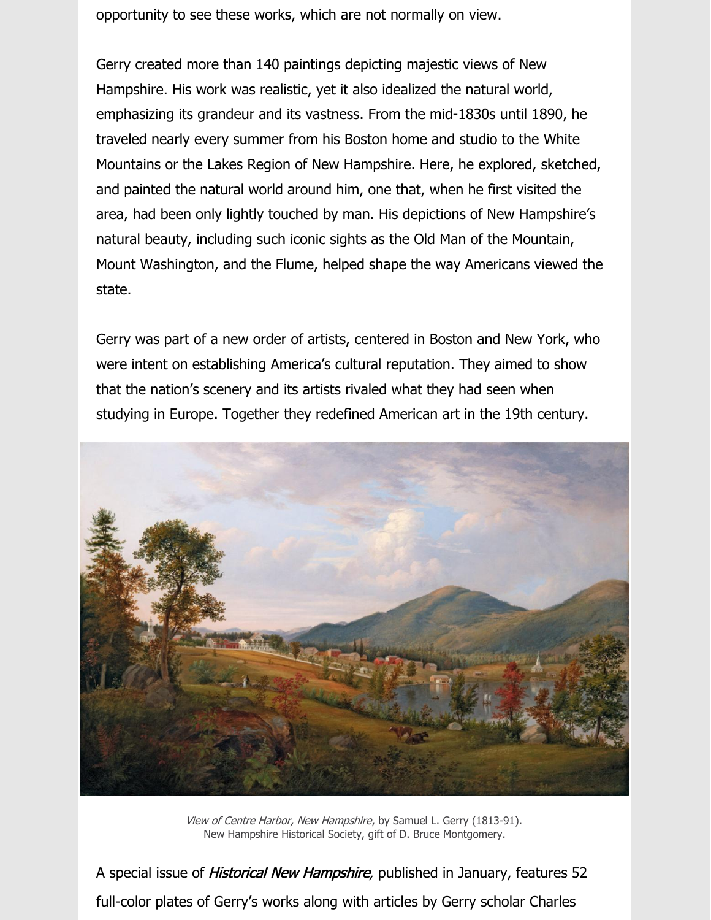opportunity to see these works, which are not normally on view.

Gerry created more than 140 paintings depicting majestic views of New Hampshire. His work was realistic, yet it also idealized the natural world, emphasizing its grandeur and its vastness. From the mid-1830s until 1890, he traveled nearly every summer from his Boston home and studio to the White Mountains or the Lakes Region of New Hampshire. Here, he explored, sketched, and painted the natural world around him, one that, when he first visited the area, had been only lightly touched by man. His depictions of New Hampshire's natural beauty, including such iconic sights as the Old Man of the Mountain, Mount Washington, and the Flume, helped shape the way Americans viewed the state.

Gerry was part of a new order of artists, centered in Boston and New York, who were intent on establishing America's cultural reputation. They aimed to show that the nation's scenery and its artists rivaled what they had seen when studying in Europe. Together they redefined American art in the 19th century.

*View of Centre Harbor, New Hampshire*, by Samuel L. Gerry (1813-91).
New Hampshire Historical Society, gift of D. Bruce Montgomery.

A special issue of ***Historical New Hampshire,*** published in January, features 52 full-color plates of Gerry's works along with articles by Gerry scholar Charles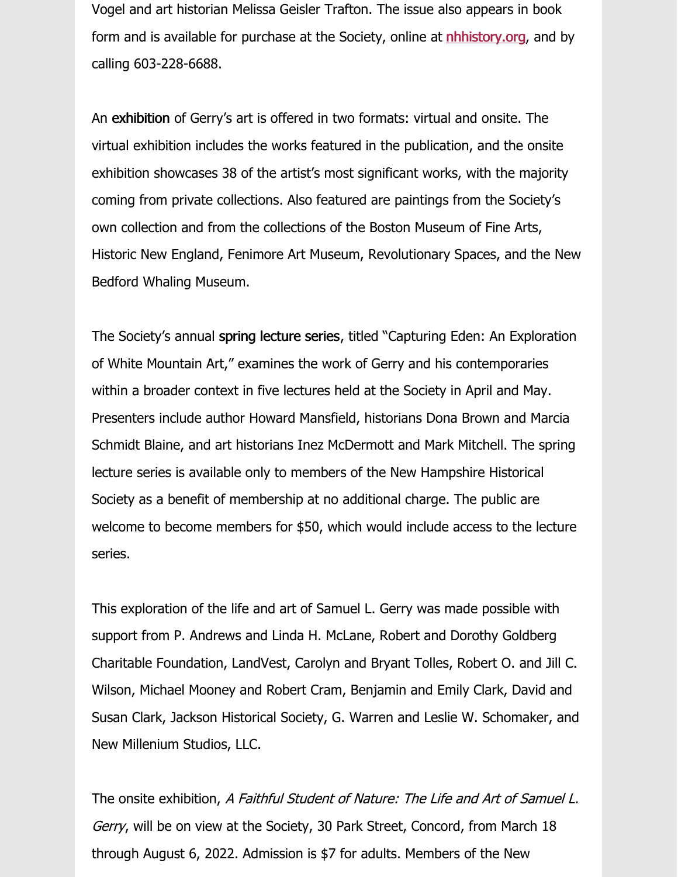Vogel and art historian Melissa Geisler Trafton. The issue also appears in book form and is available for purchase at the Society, online at [nhhistory.org](nhhistory.org), and by calling 603-228-6688.

An **exhibition** of Gerry's art is offered in two formats: virtual and onsite. The virtual exhibition includes the works featured in the publication, and the onsite exhibition showcases 38 of the artist's most significant works, with the majority coming from private collections. Also featured are paintings from the Society's own collection and from the collections of the Boston Museum of Fine Arts, Historic New England, Fenimore Art Museum, Revolutionary Spaces, and the New Bedford Whaling Museum.

The Society's annual **spring lecture series**, titled "Capturing Eden: An Exploration of White Mountain Art," examines the work of Gerry and his contemporaries within a broader context in five lectures held at the Society in April and May. Presenters include author Howard Mansfield, historians Dona Brown and Marcia Schmidt Blaine, and art historians Inez McDermott and Mark Mitchell. The spring lecture series is available only to members of the New Hampshire Historical Society as a benefit of membership at no additional charge. The public are welcome to become members for $50, which would include access to the lecture series.

This exploration of the life and art of Samuel L. Gerry was made possible with support from P. Andrews and Linda H. McLane, Robert and Dorothy Goldberg Charitable Foundation, LandVest, Carolyn and Bryant Tolles, Robert O. and Jill C. Wilson, Michael Mooney and Robert Cram, Benjamin and Emily Clark, David and Susan Clark, Jackson Historical Society, G. Warren and Leslie W. Schomaker, and New Millenium Studios, LLC.

The onsite exhibition, *A Faithful Student of Nature: The Life and Art of Samuel L. Gerry*, will be on view at the Society, 30 Park Street, Concord, from March 18 through August 6, 2022. Admission is $7 for adults. Members of the New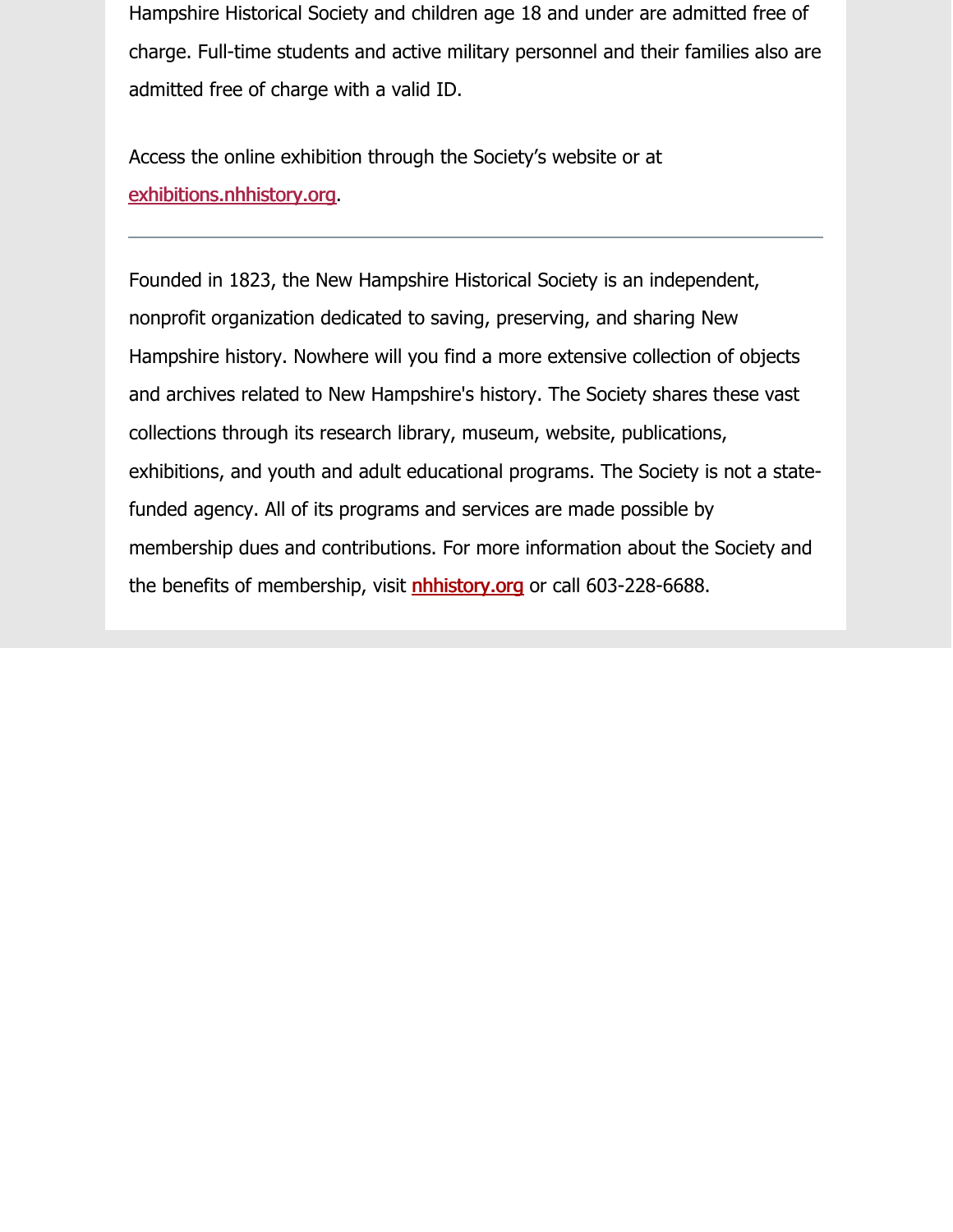Hampshire Historical Society and children age 18 and under are admitted free of charge. Full-time students and active military personnel and their families also are admitted free of charge with a valid ID.

Access the online exhibition through the Society's website or at [exhibitions.nhhistory.org](exhibitions.nhhistory.org).

---

Founded in 1823, the New Hampshire Historical Society is an independent, nonprofit organization dedicated to saving, preserving, and sharing New Hampshire history. Nowhere will you find a more extensive collection of objects and archives related to New Hampshire's history. The Society shares these vast collections through its research library, museum, website, publications, exhibitions, and youth and adult educational programs. The Society is not a state-funded agency. All of its programs and services are made possible by membership dues and contributions. For more information about the Society and the benefits of membership, visit [nhhistory.org](nhhistory.org) or call 603-228-6688.